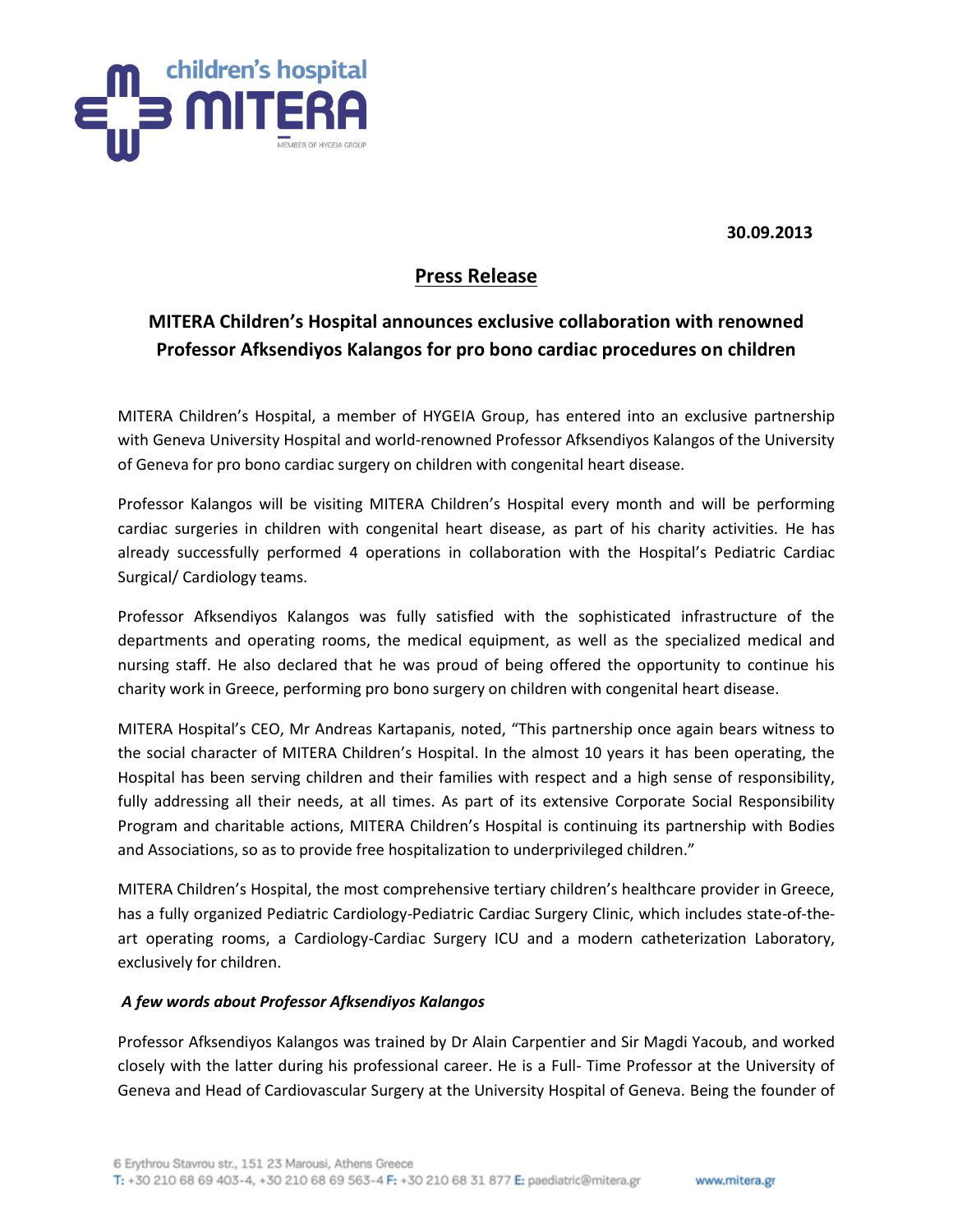**30.09.2013**

## Press Release

### MITERA Children's Hospital announces exclusive collaboration with renowned Professor Afksendiyos Kalangos for pro bono cardiac procedures on children

MITERA Children's Hospital, a member of HYGEIA Group, has entered into an exclusive partnership with Geneva University Hospital and world-renowned Professor Afksendiyos Kalangos of the University of Geneva for pro bono cardiac surgery on children with congenital heart disease.

Professor Kalangos will be visiting MITERA Children's Hospital every month and will be performing cardiac surgeries in children with congenital heart disease, as part of his charity activities. He has already successfully performed 4 operations in collaboration with the Hospital's Pediatric Cardiac Surgical/ Cardiology teams.

Professor Afksendiyos Kalangos was fully satisfied with the sophisticated infrastructure of the departments and operating rooms, the medical equipment, as well as the specialized medical and nursing staff. He also declared that he was proud of being offered the opportunity to continue his charity work in Greece, performing pro bono surgery on children with congenital heart disease.

MITERA Hospital's CEO, Mr Andreas Kartapanis, noted, "This partnership once again bears witness to the social character of MITERA Children's Hospital. In the almost 10 years it has been operating, the Hospital has been serving children and their families with respect and a high sense of responsibility, fully addressing all their needs, at all times. As part of its extensive Corporate Social Responsibility Program and charitable actions, MITERA Children's Hospital is continuing its partnership with Bodies and Associations, so as to provide free hospitalization to underprivileged children."

MITERA Children's Hospital, the most comprehensive tertiary children's healthcare provider in Greece, has a fully organized Pediatric Cardiology-Pediatric Cardiac Surgery Clinic, which includes state-of-the-art operating rooms, a Cardiology-Cardiac Surgery ICU and a modern catheterization Laboratory, exclusively for children.

***A few words about Professor Afksendiyos Kalangos***

Professor Afksendiyos Kalangos was trained by Dr Alain Carpentier and Sir Magdi Yacoub, and worked closely with the latter during his professional career. He is a Full- Time Professor at the University of Geneva and Head of Cardiovascular Surgery at the University Hospital of Geneva. Being the founder of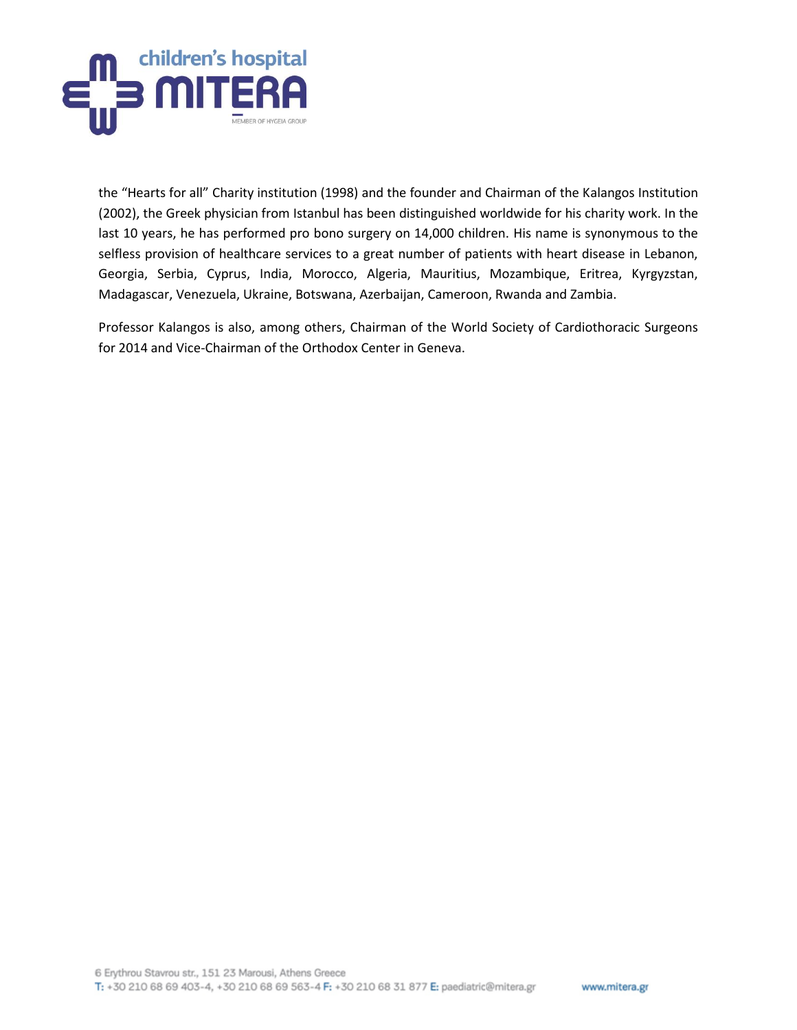the "Hearts for all" Charity institution (1998) and the founder and Chairman of the Kalangos Institution (2002), the Greek physician from Istanbul has been distinguished worldwide for his charity work. In the last 10 years, he has performed pro bono surgery on 14,000 children. His name is synonymous to the selfless provision of healthcare services to a great number of patients with heart disease in Lebanon, Georgia, Serbia, Cyprus, India, Morocco, Algeria, Mauritius, Mozambique, Eritrea, Kyrgyzstan, Madagascar, Venezuela, Ukraine, Botswana, Azerbaijan, Cameroon, Rwanda and Zambia.

Professor Kalangos is also, among others, Chairman of the World Society of Cardiothoracic Surgeons for 2014 and Vice-Chairman of the Orthodox Center in Geneva.